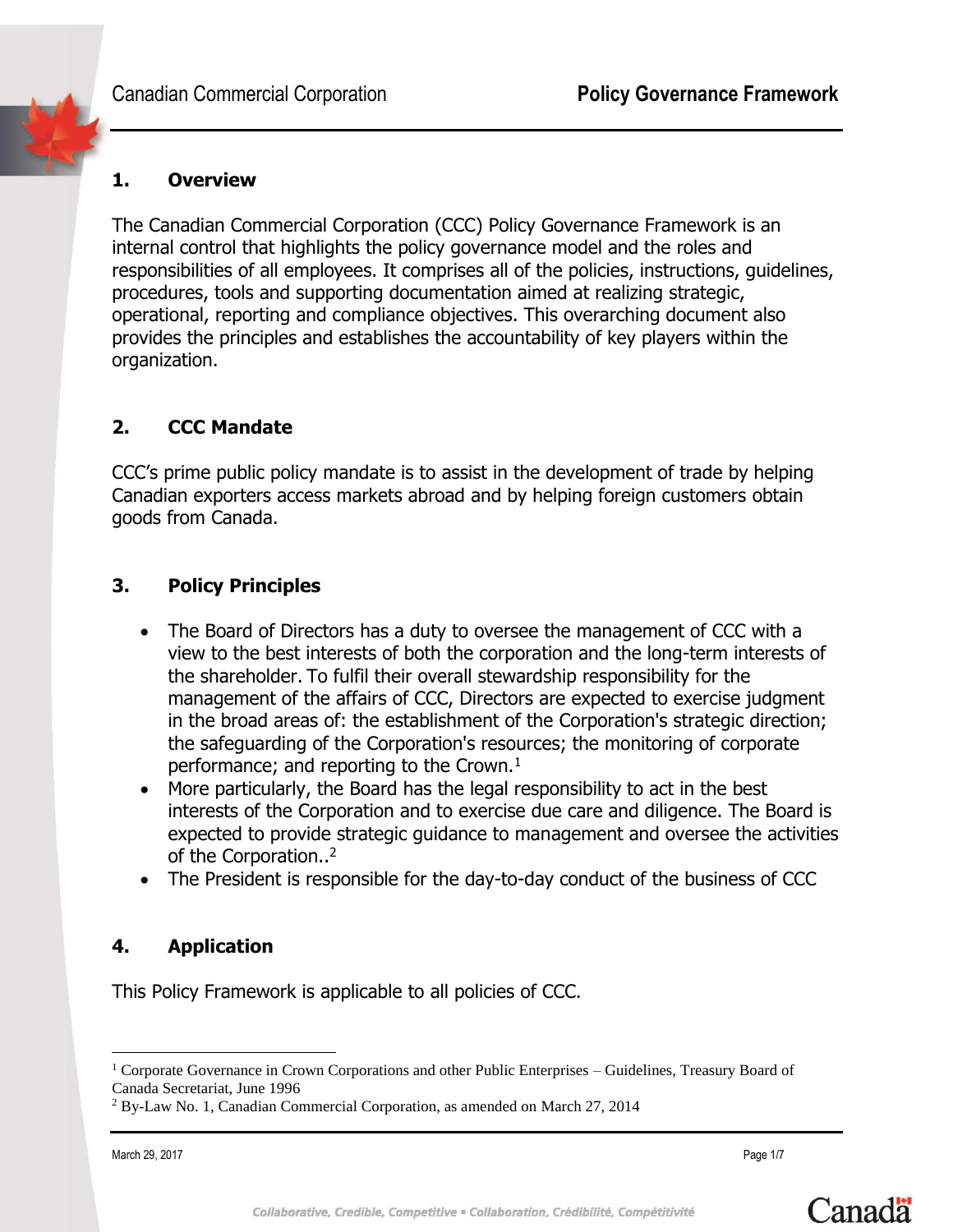## 1. Overview

The Canadian Commercial Corporation (CCC) Policy Governance Framework is an internal control that highlights the policy governance model and the roles and responsibilities of all employees. It comprises all of the policies, instructions, guidelines, procedures, tools and supporting documentation aimed at realizing strategic, operational, reporting and compliance objectives. This overarching document also provides the principles and establishes the accountability of key players within the organization.

## 2. CCC Mandate

CCC's prime public policy mandate is to assist in the development of trade by helping Canadian exporters access markets abroad and by helping foreign customers obtain goods from Canada.

## 3. Policy Principles

- The Board of Directors has a duty to oversee the management of CCC with a view to the best interests of both the corporation and the long-term interests of the shareholder. To fulfil their overall stewardship responsibility for the management of the affairs of CCC, Directors are expected to exercise judgment in the broad areas of: the establishment of the Corporation's strategic direction; the safeguarding of the Corporation's resources; the monitoring of corporate performance; and reporting to the Crown.[1]
- More particularly, the Board has the legal responsibility to act in the best interests of the Corporation and to exercise due care and diligence. The Board is expected to provide strategic guidance to management and oversee the activities of the Corporation..[2]
- The President is responsible for the day-to-day conduct of the business of CCC

## 4. Application

This Policy Framework is applicable to all policies of CCC.

---

[1] Corporate Governance in Crown Corporations and other Public Enterprises – Guidelines, Treasury Board of Canada Secretariat, June 1996

[2] By-Law No. 1, Canadian Commercial Corporation, as amended on March 27, 2014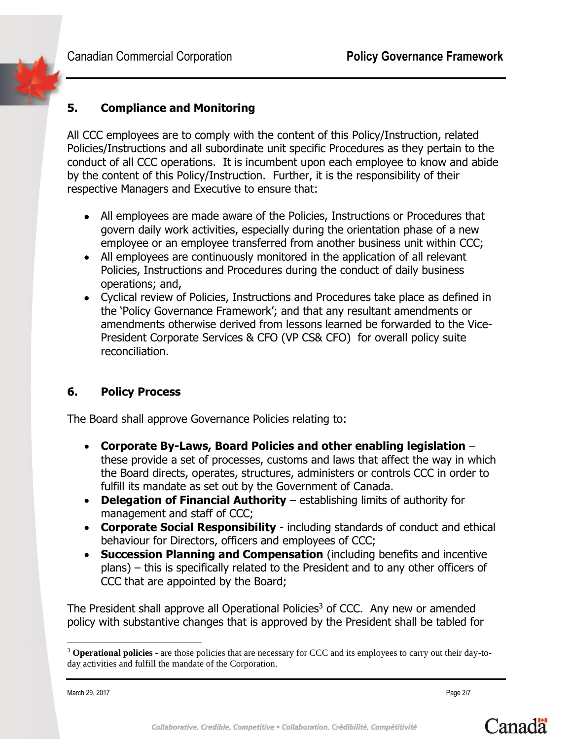## 5. Compliance and Monitoring

All CCC employees are to comply with the content of this Policy/Instruction, related Policies/Instructions and all subordinate unit specific Procedures as they pertain to the conduct of all CCC operations. It is incumbent upon each employee to know and abide by the content of this Policy/Instruction. Further, it is the responsibility of their respective Managers and Executive to ensure that:

- All employees are made aware of the Policies, Instructions or Procedures that govern daily work activities, especially during the orientation phase of a new employee or an employee transferred from another business unit within CCC;
- All employees are continuously monitored in the application of all relevant Policies, Instructions and Procedures during the conduct of daily business operations; and,
- Cyclical review of Policies, Instructions and Procedures take place as defined in the 'Policy Governance Framework'; and that any resultant amendments or amendments otherwise derived from lessons learned be forwarded to the Vice-President Corporate Services & CFO (VP CS& CFO) for overall policy suite reconciliation.

## 6. Policy Process

The Board shall approve Governance Policies relating to:

- **Corporate By-Laws, Board Policies and other enabling legislation** – these provide a set of processes, customs and laws that affect the way in which the Board directs, operates, structures, administers or controls CCC in order to fulfill its mandate as set out by the Government of Canada.
- **Delegation of Financial Authority** – establishing limits of authority for management and staff of CCC;
- **Corporate Social Responsibility** - including standards of conduct and ethical behaviour for Directors, officers and employees of CCC;
- **Succession Planning and Compensation** (including benefits and incentive plans) – this is specifically related to the President and to any other officers of CCC that are appointed by the Board;

The President shall approve all Operational Policies[3] of CCC. Any new or amended policy with substantive changes that is approved by the President shall be tabled for

[3] **Operational policies** - are those policies that are necessary for CCC and its employees to carry out their day-to-day activities and fulfill the mandate of the Corporation.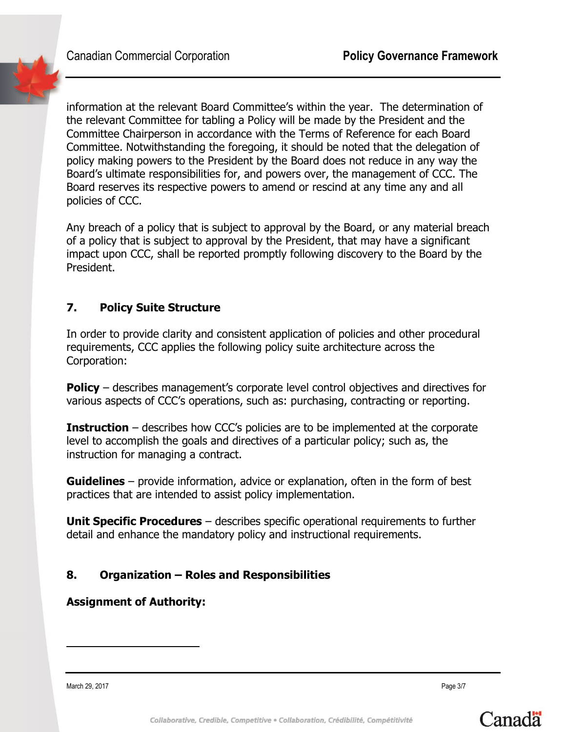information at the relevant Board Committee's within the year. The determination of the relevant Committee for tabling a Policy will be made by the President and the Committee Chairperson in accordance with the Terms of Reference for each Board Committee. Notwithstanding the foregoing, it should be noted that the delegation of policy making powers to the President by the Board does not reduce in any way the Board's ultimate responsibilities for, and powers over, the management of CCC. The Board reserves its respective powers to amend or rescind at any time any and all policies of CCC.

Any breach of a policy that is subject to approval by the Board, or any material breach of a policy that is subject to approval by the President, that may have a significant impact upon CCC, shall be reported promptly following discovery to the Board by the President.

## 7. Policy Suite Structure

In order to provide clarity and consistent application of policies and other procedural requirements, CCC applies the following policy suite architecture across the Corporation:

**Policy** – describes management's corporate level control objectives and directives for various aspects of CCC's operations, such as: purchasing, contracting or reporting.

**Instruction** – describes how CCC's policies are to be implemented at the corporate level to accomplish the goals and directives of a particular policy; such as, the instruction for managing a contract.

**Guidelines** – provide information, advice or explanation, often in the form of best practices that are intended to assist policy implementation.

**Unit Specific Procedures** – describes specific operational requirements to further detail and enhance the mandatory policy and instructional requirements.

## 8. Organization – Roles and Responsibilities

**Assignment of Authority:**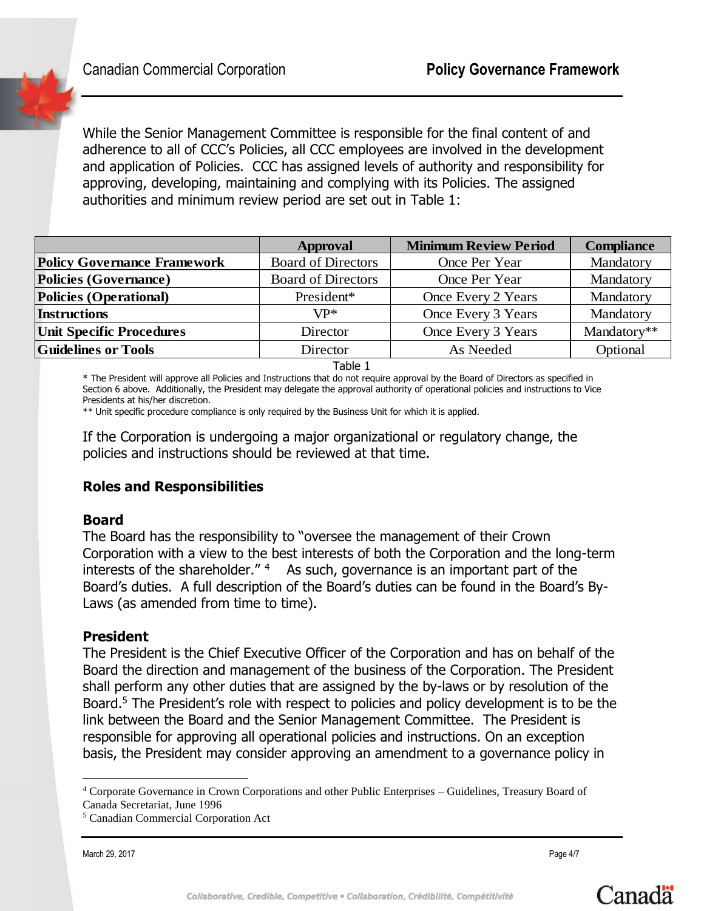While the Senior Management Committee is responsible for the final content of and adherence to all of CCC's Policies, all CCC employees are involved in the development and application of Policies. CCC has assigned levels of authority and responsibility for approving, developing, maintaining and complying with its Policies. The assigned authorities and minimum review period are set out in Table 1:

| | Approval | Minimum Review Period | Compliance |
|---|---|---|---|
| **Policy Governance Framework** | Board of Directors | Once Per Year | Mandatory |
| **Policies (Governance)** | Board of Directors | Once Per Year | Mandatory |
| **Policies (Operational)** | President* | Once Every 2 Years | Mandatory |
| **Instructions** | VP* | Once Every 3 Years | Mandatory |
| **Unit Specific Procedures** | Director | Once Every 3 Years | Mandatory** |
| **Guidelines or Tools** | Director | As Needed | Optional |

Table 1

\* The President will approve all Policies and Instructions that do not require approval by the Board of Directors as specified in Section 6 above. Additionally, the President may delegate the approval authority of operational policies and instructions to Vice Presidents at his/her discretion.

** Unit specific procedure compliance is only required by the Business Unit for which it is applied.

If the Corporation is undergoing a major organizational or regulatory change, the policies and instructions should be reviewed at that time.

## Roles and Responsibilities

### Board

The Board has the responsibility to "oversee the management of their Crown Corporation with a view to the best interests of both the Corporation and the long-term interests of the shareholder." [4] As such, governance is an important part of the Board's duties. A full description of the Board's duties can be found in the Board's By-Laws (as amended from time to time).

### President

The President is the Chief Executive Officer of the Corporation and has on behalf of the Board the direction and management of the business of the Corporation. The President shall perform any other duties that are assigned by the by-laws or by resolution of the Board.[5] The President's role with respect to policies and policy development is to be the link between the Board and the Senior Management Committee. The President is responsible for approving all operational policies and instructions. On an exception basis, the President may consider approving an amendment to a governance policy in

---

[4] Corporate Governance in Crown Corporations and other Public Enterprises – Guidelines, Treasury Board of Canada Secretariat, June 1996

[5] Canadian Commercial Corporation Act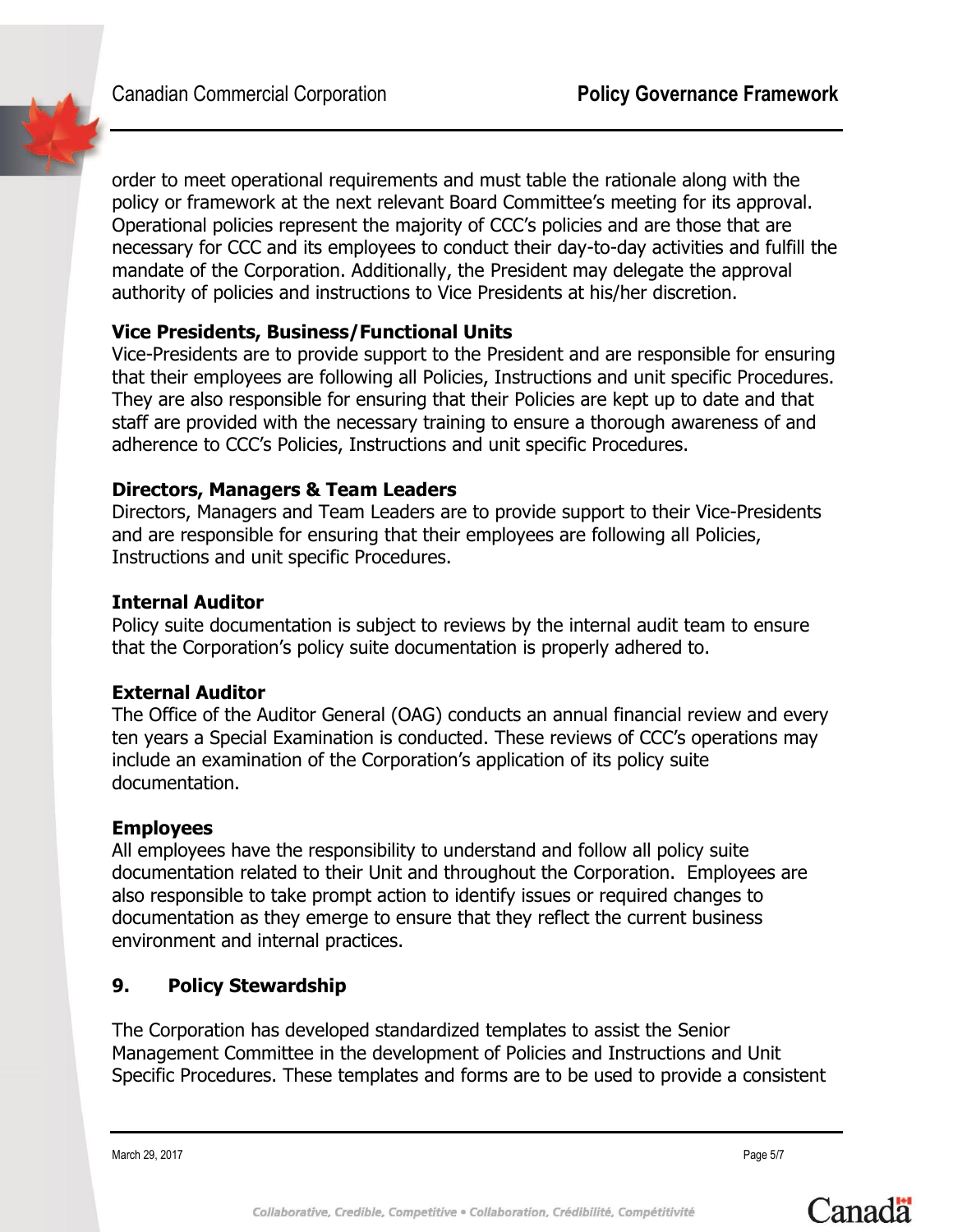order to meet operational requirements and must table the rationale along with the policy or framework at the next relevant Board Committee's meeting for its approval. Operational policies represent the majority of CCC's policies and are those that are necessary for CCC and its employees to conduct their day-to-day activities and fulfill the mandate of the Corporation. Additionally, the President may delegate the approval authority of policies and instructions to Vice Presidents at his/her discretion.

**Vice Presidents, Business/Functional Units**

Vice-Presidents are to provide support to the President and are responsible for ensuring that their employees are following all Policies, Instructions and unit specific Procedures. They are also responsible for ensuring that their Policies are kept up to date and that staff are provided with the necessary training to ensure a thorough awareness of and adherence to CCC's Policies, Instructions and unit specific Procedures.

**Directors, Managers & Team Leaders**

Directors, Managers and Team Leaders are to provide support to their Vice-Presidents and are responsible for ensuring that their employees are following all Policies, Instructions and unit specific Procedures.

**Internal Auditor**

Policy suite documentation is subject to reviews by the internal audit team to ensure that the Corporation's policy suite documentation is properly adhered to.

**External Auditor**

The Office of the Auditor General (OAG) conducts an annual financial review and every ten years a Special Examination is conducted. These reviews of CCC's operations may include an examination of the Corporation's application of its policy suite documentation.

**Employees**

All employees have the responsibility to understand and follow all policy suite documentation related to their Unit and throughout the Corporation. Employees are also responsible to take prompt action to identify issues or required changes to documentation as they emerge to ensure that they reflect the current business environment and internal practices.

## 9. Policy Stewardship

The Corporation has developed standardized templates to assist the Senior Management Committee in the development of Policies and Instructions and Unit Specific Procedures. These templates and forms are to be used to provide a consistent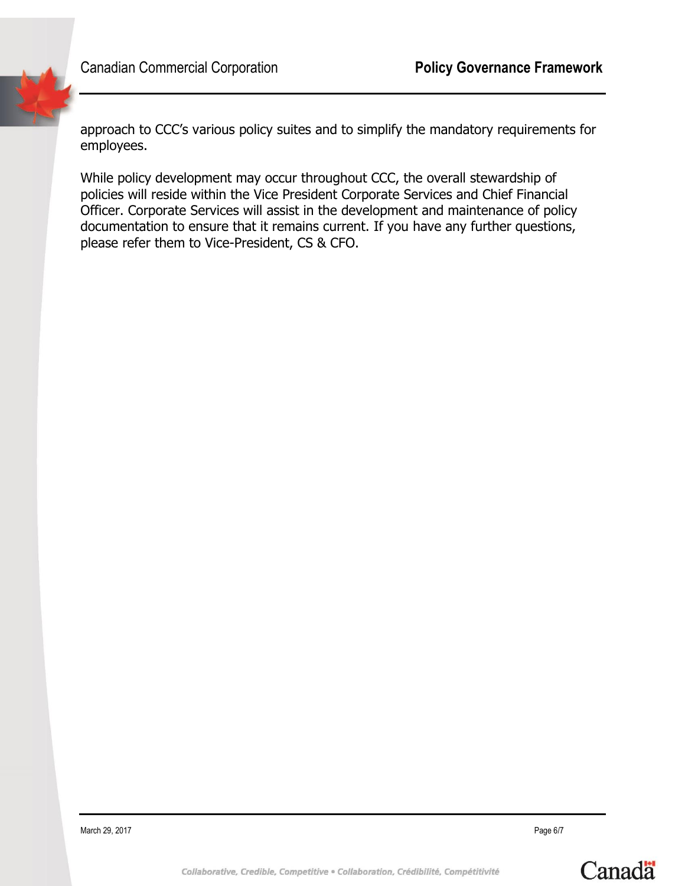approach to CCC's various policy suites and to simplify the mandatory requirements for employees.

While policy development may occur throughout CCC, the overall stewardship of policies will reside within the Vice President Corporate Services and Chief Financial Officer. Corporate Services will assist in the development and maintenance of policy documentation to ensure that it remains current. If you have any further questions, please refer them to Vice-President, CS & CFO.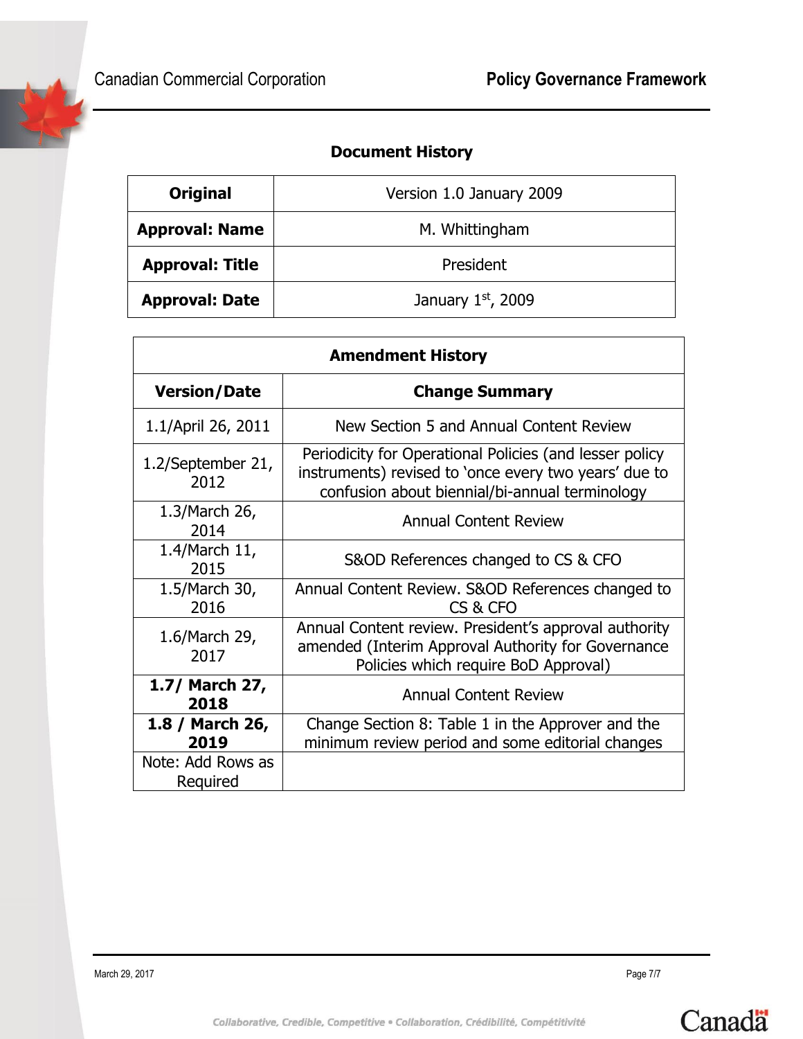## Document History

| | |
|---|---|
| **Original** | Version 1.0 January 2009 |
| **Approval: Name** | M. Whittingham |
| **Approval: Title** | President |
| **Approval: Date** | January 1st, 2009 |

| Amendment History | |
|---|---|
| **Version/Date** | **Change Summary** |
| 1.1/April 26, 2011 | New Section 5 and Annual Content Review |
| 1.2/September 21, 2012 | Periodicity for Operational Policies (and lesser policy instruments) revised to 'once every two years' due to confusion about biennial/bi-annual terminology |
| 1.3/March 26, 2014 | Annual Content Review |
| 1.4/March 11, 2015 | S&OD References changed to CS & CFO |
| 1.5/March 30, 2016 | Annual Content Review. S&OD References changed to CS & CFO |
| 1.6/March 29, 2017 | Annual Content review. President's approval authority amended (Interim Approval Authority for Governance Policies which require BoD Approval) |
| **1.7/ March 27, 2018** | Annual Content Review |
| **1.8 / March 26, 2019** | Change Section 8: Table 1 in the Approver and the minimum review period and some editorial changes |
| Note: Add Rows as Required | |